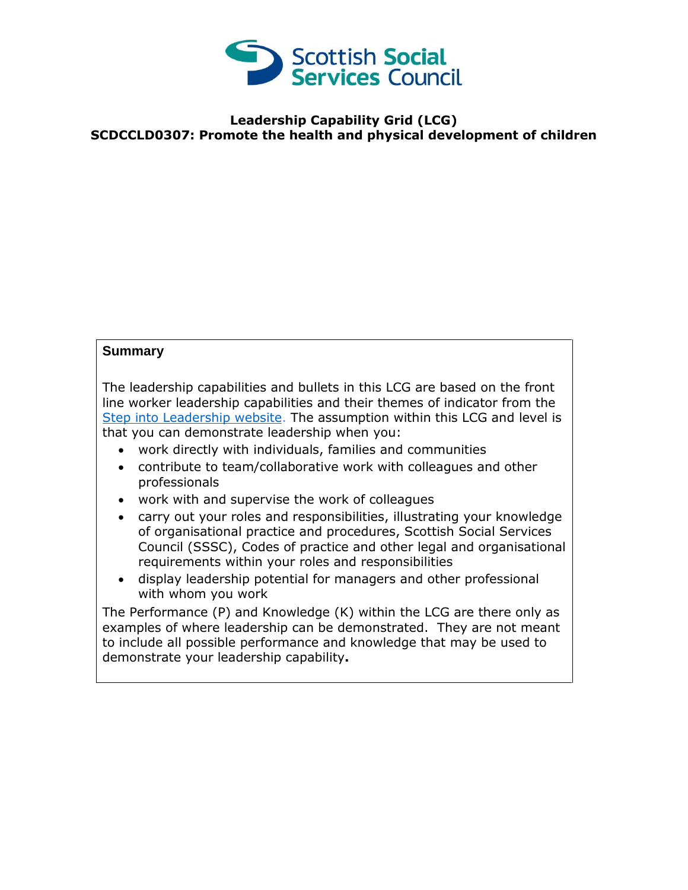# Leadership Capability Grid (LCG)
## SCDCCLD0307: Promote the health and physical development of children

**Summary**

The leadership capabilities and bullets in this LCG are based on the front line worker leadership capabilities and their themes of indicator from the Step into Leadership website. The assumption within this LCG and level is that you can demonstrate leadership when you:

- work directly with individuals, families and communities
- contribute to team/collaborative work with colleagues and other professionals
- work with and supervise the work of colleagues
- carry out your roles and responsibilities, illustrating your knowledge of organisational practice and procedures, Scottish Social Services Council (SSSC), Codes of practice and other legal and organisational requirements within your roles and responsibilities
- display leadership potential for managers and other professional with whom you work

The Performance (P) and Knowledge (K) within the LCG are there only as examples of where leadership can be demonstrated. They are not meant to include all possible performance and knowledge that may be used to demonstrate your leadership capability**.**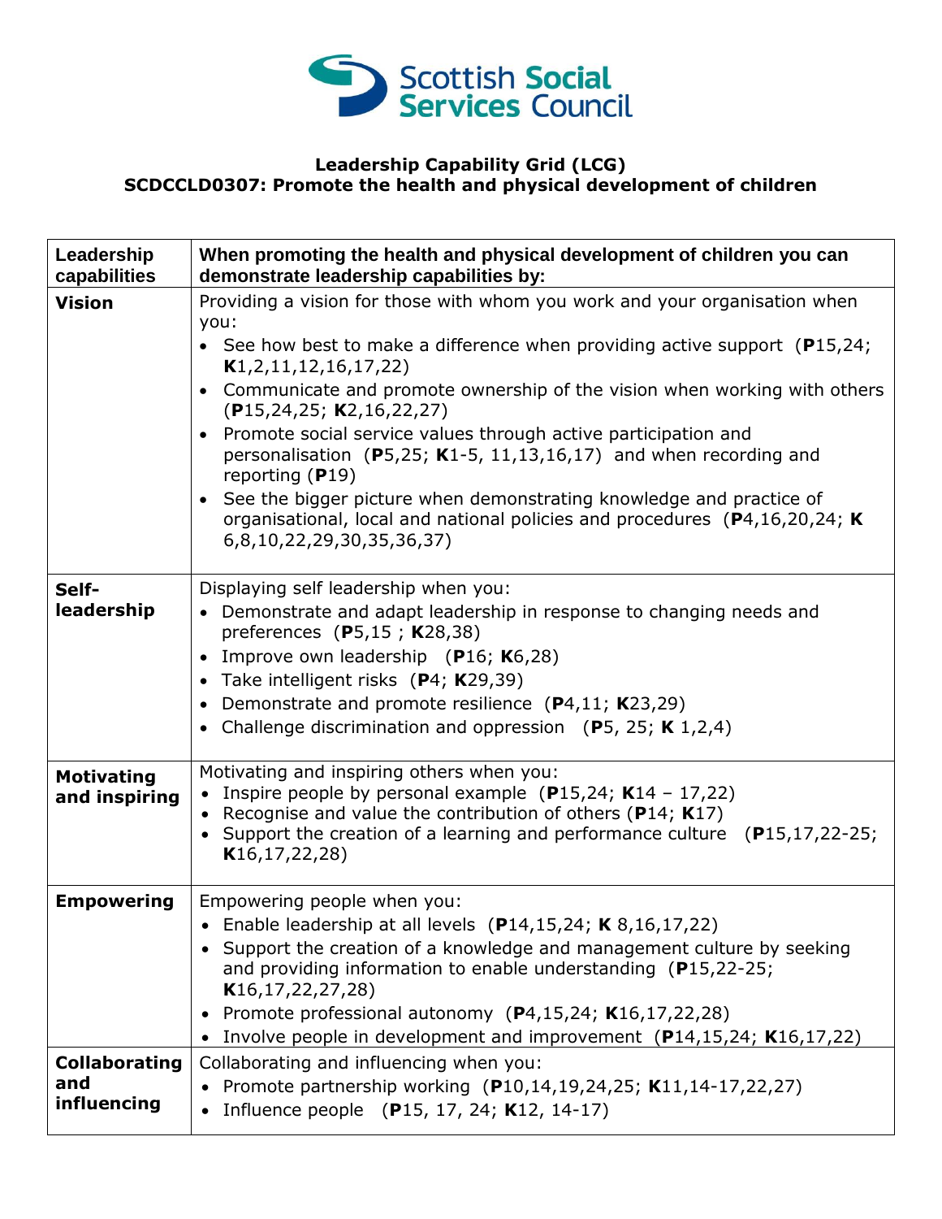**Leadership Capability Grid (LCG)**
**SCDCCLD0307: Promote the health and physical development of children**

| Leadership capabilities | When promoting the health and physical development of children you can demonstrate leadership capabilities by: |
|---|---|
| **Vision** | Providing a vision for those with whom you work and your organisation when you:<br>• See how best to make a difference when providing active support (**P**15,24; **K**1,2,11,12,16,17,22)<br>• Communicate and promote ownership of the vision when working with others (**P**15,24,25; **K**2,16,22,27)<br>• Promote social service values through active participation and personalisation (**P**5,25; **K**1-5, 11,13,16,17) and when recording and reporting (**P**19)<br>• See the bigger picture when demonstrating knowledge and practice of organisational, local and national policies and procedures (**P**4,16,20,24; **K** 6,8,10,22,29,30,35,36,37) |
| **Self-leadership** | Displaying self leadership when you:<br>• Demonstrate and adapt leadership in response to changing needs and preferences (**P**5,15 ; **K**28,38)<br>• Improve own leadership (**P**16; **K**6,28)<br>• Take intelligent risks (**P**4; **K**29,39)<br>• Demonstrate and promote resilience (**P**4,11; **K**23,29)<br>• Challenge discrimination and oppression (**P**5, 25; **K** 1,2,4) |
| **Motivating and inspiring** | Motivating and inspiring others when you:<br>• Inspire people by personal example (**P**15,24; **K**14 – 17,22)<br>• Recognise and value the contribution of others (**P**14; **K**17)<br>• Support the creation of a learning and performance culture (**P**15,17,22-25; **K**16,17,22,28) |
| **Empowering** | Empowering people when you:<br>• Enable leadership at all levels (**P**14,15,24; **K** 8,16,17,22)<br>• Support the creation of a knowledge and management culture by seeking and providing information to enable understanding (**P**15,22-25; **K**16,17,22,27,28)<br>• Promote professional autonomy (**P**4,15,24; **K**16,17,22,28)<br>• Involve people in development and improvement (**P**14,15,24; **K**16,17,22) |
| **Collaborating and influencing** | Collaborating and influencing when you:<br>• Promote partnership working (**P**10,14,19,24,25; **K**11,14-17,22,27)<br>• Influence people (**P**15, 17, 24; **K**12, 14-17) |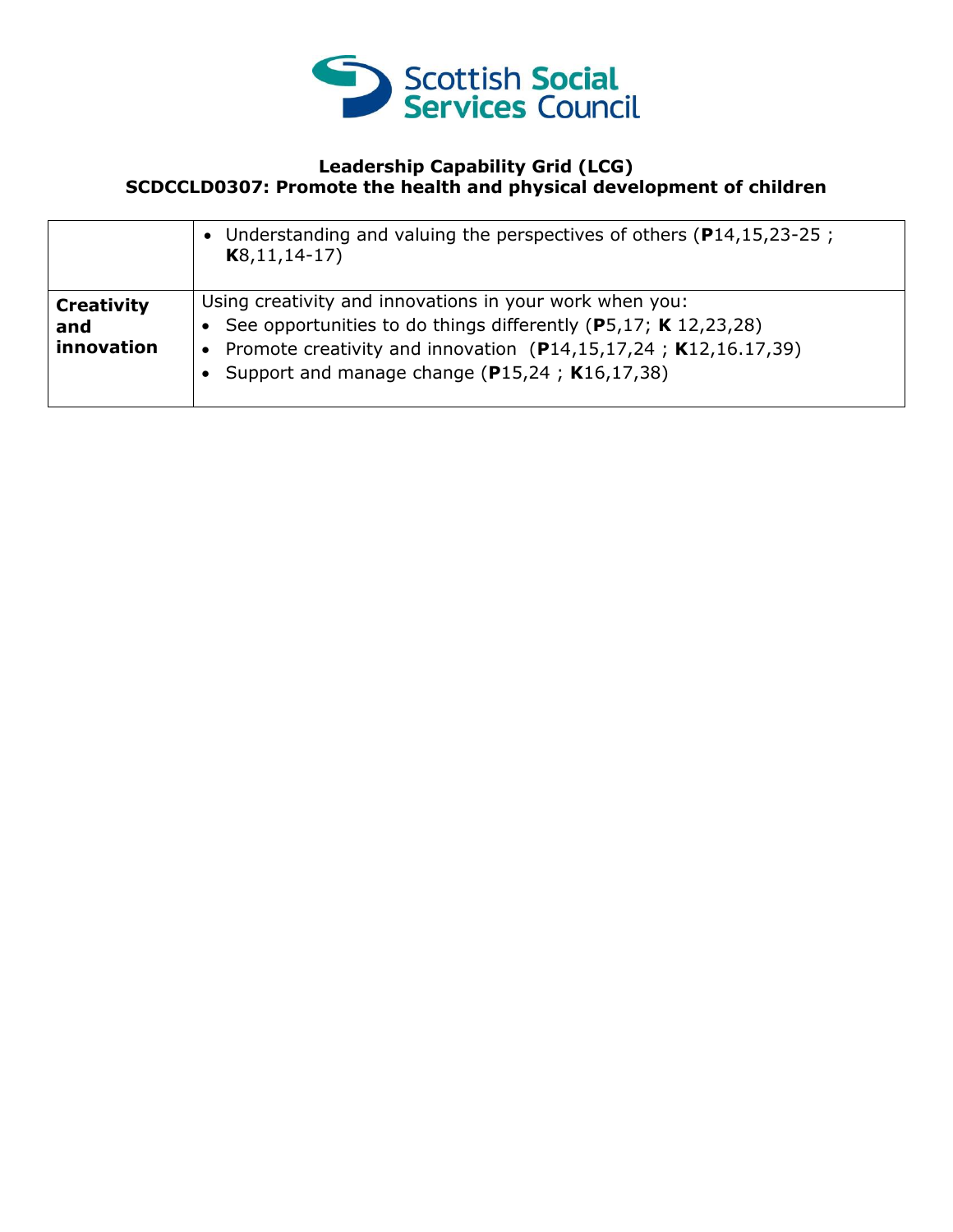**Leadership Capability Grid (LCG)**
**SCDCCLD0307: Promote the health and physical development of children**

| | |
|---|---|
| | • Understanding and valuing the perspectives of others (**P**14,15,23-25 ; **K**8,11,14-17) |
| **Creativity and innovation** | Using creativity and innovations in your work when you:<br>• See opportunities to do things differently (**P**5,17; **K** 12,23,28)<br>• Promote creativity and innovation (**P**14,15,17,24 ; **K**12,16.17,39)<br>• Support and manage change (**P**15,24 ; **K**16,17,38) |